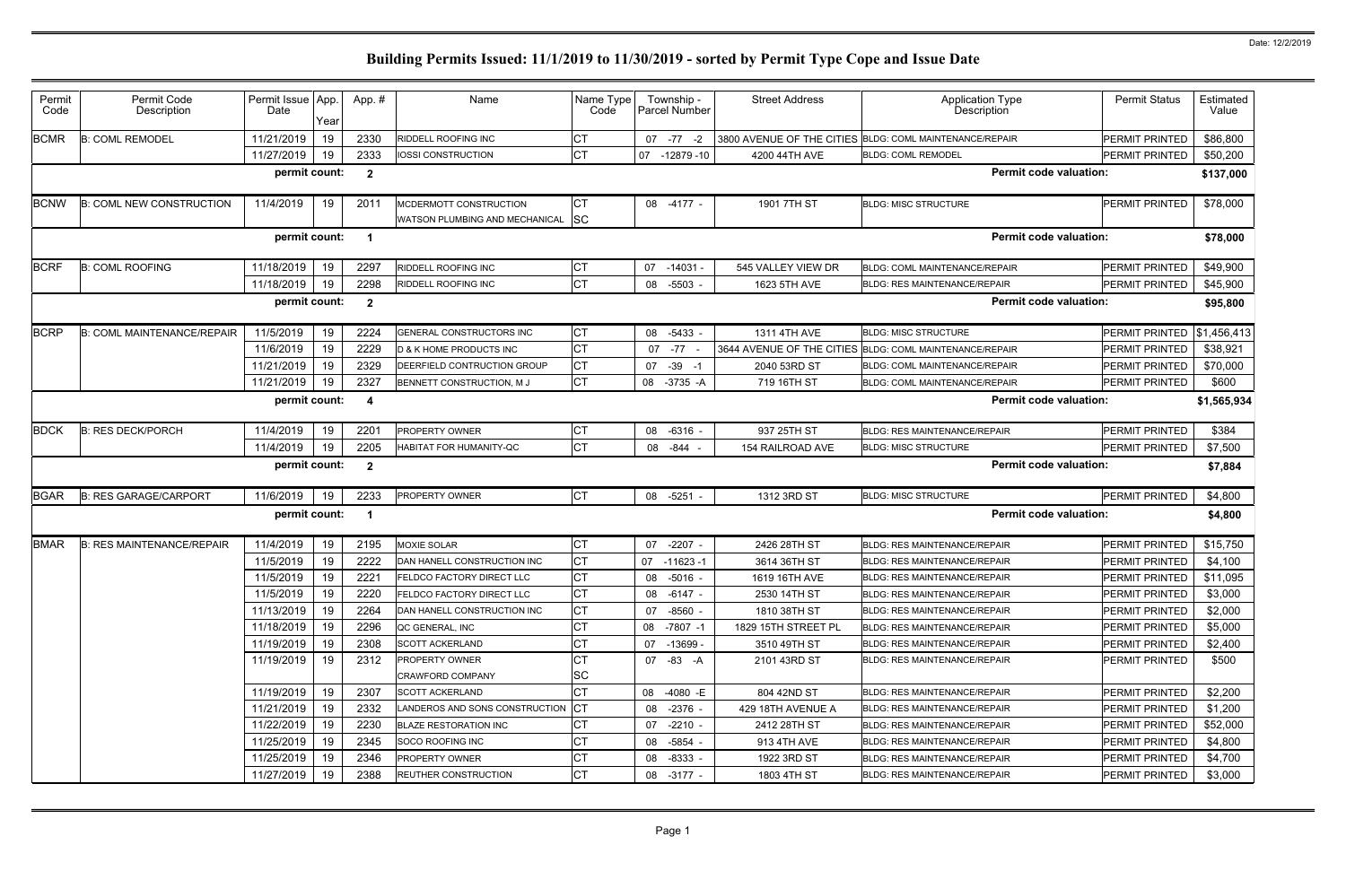# Building Permits Issued: 11/1/2019 to 11/30/2019 - sorted by Permit Type Cope and Issue Date

Date: 12/2/2019

| Permit Code | Permit Code Description | Permit Issue Date | App. Year | App. # | Name | Name Type Code | Township - Parcel Number | Street Address | Application Type Description | Permit Status | Estimated Value |
|---|---|---|---|---|---|---|---|---|---|---|---|
| BCMR | B: COML REMODEL | 11/21/2019 | 19 | 2330 | RIDDELL ROOFING INC | CT | 07 -77 -2 | 3800 AVENUE OF THE CITIES | BLDG: COML MAINTENANCE/REPAIR | PERMIT PRINTED | $86,800 |
| | | 11/27/2019 | 19 | 2333 | IOSSI CONSTRUCTION | CT | 07 -12879 -10 | 4200 44TH AVE | BLDG: COML REMODEL | PERMIT PRINTED | $50,200 |
| | | permit count: | | 2 | | | | | Permit code valuation: | | $137,000 |
| BCNW | B: COML NEW CONSTRUCTION | 11/4/2019 | 19 | 2011 | MCDERMOTT CONSTRUCTION | CT | 08 -4177 - | 1901 7TH ST | BLDG: MISC STRUCTURE | PERMIT PRINTED | $78,000 |
| | | | | | WATSON PLUMBING AND MECHANICAL | SC | | | | | |
| | | permit count: | | 1 | | | | | Permit code valuation: | | $78,000 |
| BCRF | B: COML ROOFING | 11/18/2019 | 19 | 2297 | RIDDELL ROOFING INC | CT | 07 -14031 - | 545 VALLEY VIEW DR | BLDG: COML MAINTENANCE/REPAIR | PERMIT PRINTED | $49,900 |
| | | 11/18/2019 | 19 | 2298 | RIDDELL ROOFING INC | CT | 08 -5503 - | 1623 5TH AVE | BLDG: RES MAINTENANCE/REPAIR | PERMIT PRINTED | $45,900 |
| | | permit count: | | 2 | | | | | Permit code valuation: | | $95,800 |
| BCRP | B: COML MAINTENANCE/REPAIR | 11/5/2019 | 19 | 2224 | GENERAL CONSTRUCTORS INC | CT | 08 -5433 - | 1311 4TH AVE | BLDG: MISC STRUCTURE | PERMIT PRINTED | $1,456,413 |
| | | 11/6/2019 | 19 | 2229 | D & K HOME PRODUCTS INC | CT | 07 -77 - | 3644 AVENUE OF THE CITIES | BLDG: COML MAINTENANCE/REPAIR | PERMIT PRINTED | $38,921 |
| | | 11/21/2019 | 19 | 2329 | DEERFIELD CONTRUCTION GROUP | CT | 07 -39 -1 | 2040 53RD ST | BLDG: COML MAINTENANCE/REPAIR | PERMIT PRINTED | $70,000 |
| | | 11/21/2019 | 19 | 2327 | BENNETT CONSTRUCTION, M J | CT | 08 -3735 -A | 719 16TH ST | BLDG: COML MAINTENANCE/REPAIR | PERMIT PRINTED | $600 |
| | | permit count: | | 4 | | | | | Permit code valuation: | | $1,565,934 |
| BDCK | B: RES DECK/PORCH | 11/4/2019 | 19 | 2201 | PROPERTY OWNER | CT | 08 -6316 - | 937 25TH ST | BLDG: RES MAINTENANCE/REPAIR | PERMIT PRINTED | $384 |
| | | 11/4/2019 | 19 | 2205 | HABITAT FOR HUMANITY-QC | CT | 08 -844 - | 154 RAILROAD AVE | BLDG: MISC STRUCTURE | PERMIT PRINTED | $7,500 |
| | | permit count: | | 2 | | | | | Permit code valuation: | | $7,884 |
| BGAR | B: RES GARAGE/CARPORT | 11/6/2019 | 19 | 2233 | PROPERTY OWNER | CT | 08 -5251 - | 1312 3RD ST | BLDG: MISC STRUCTURE | PERMIT PRINTED | $4,800 |
| | | permit count: | | 1 | | | | | Permit code valuation: | | $4,800 |
| BMAR | B: RES MAINTENANCE/REPAIR | 11/4/2019 | 19 | 2195 | MOXIE SOLAR | CT | 07 -2207 - | 2426 28TH ST | BLDG: RES MAINTENANCE/REPAIR | PERMIT PRINTED | $15,750 |
| | | 11/5/2019 | 19 | 2222 | DAN HANELL CONSTRUCTION INC | CT | 07 -11623 -1 | 3614 36TH ST | BLDG: RES MAINTENANCE/REPAIR | PERMIT PRINTED | $4,100 |
| | | 11/5/2019 | 19 | 2221 | FELDCO FACTORY DIRECT LLC | CT | 08 -5016 - | 1619 16TH AVE | BLDG: RES MAINTENANCE/REPAIR | PERMIT PRINTED | $11,095 |
| | | 11/5/2019 | 19 | 2220 | FELDCO FACTORY DIRECT LLC | CT | 08 -6147 - | 2530 14TH ST | BLDG: RES MAINTENANCE/REPAIR | PERMIT PRINTED | $3,000 |
| | | 11/13/2019 | 19 | 2264 | DAN HANELL CONSTRUCTION INC | CT | 07 -8560 - | 1810 38TH ST | BLDG: RES MAINTENANCE/REPAIR | PERMIT PRINTED | $2,000 |
| | | 11/18/2019 | 19 | 2296 | QC GENERAL, INC | CT | 08 -7807 -1 | 1829 15TH STREET PL | BLDG: RES MAINTENANCE/REPAIR | PERMIT PRINTED | $5,000 |
| | | 11/19/2019 | 19 | 2308 | SCOTT ACKERLAND | CT | 07 -13699 - | 3510 49TH ST | BLDG: RES MAINTENANCE/REPAIR | PERMIT PRINTED | $2,400 |
| | | 11/19/2019 | 19 | 2312 | PROPERTY OWNER | CT | 07 -83 -A | 2101 43RD ST | BLDG: RES MAINTENANCE/REPAIR | PERMIT PRINTED | $500 |
| | | | | | CRAWFORD COMPANY | SC | | | | | |
| | | 11/19/2019 | 19 | 2307 | SCOTT ACKERLAND | CT | 08 -4080 -E | 804 42ND ST | BLDG: RES MAINTENANCE/REPAIR | PERMIT PRINTED | $2,200 |
| | | 11/21/2019 | 19 | 2332 | LANDEROS AND SONS CONSTRUCTION | CT | 08 -2376 - | 429 18TH AVENUE A | BLDG: RES MAINTENANCE/REPAIR | PERMIT PRINTED | $1,200 |
| | | 11/22/2019 | 19 | 2230 | BLAZE RESTORATION INC | CT | 07 -2210 - | 2412 28TH ST | BLDG: RES MAINTENANCE/REPAIR | PERMIT PRINTED | $52,000 |
| | | 11/25/2019 | 19 | 2345 | SOCO ROOFING INC | CT | 08 -5854 - | 913 4TH AVE | BLDG: RES MAINTENANCE/REPAIR | PERMIT PRINTED | $4,800 |
| | | 11/25/2019 | 19 | 2346 | PROPERTY OWNER | CT | 08 -8333 - | 1922 3RD ST | BLDG: RES MAINTENANCE/REPAIR | PERMIT PRINTED | $4,700 |
| | | 11/27/2019 | 19 | 2388 | REUTHER CONSTRUCTION | CT | 08 -3177 - | 1803 4TH ST | BLDG: RES MAINTENANCE/REPAIR | PERMIT PRINTED | $3,000 |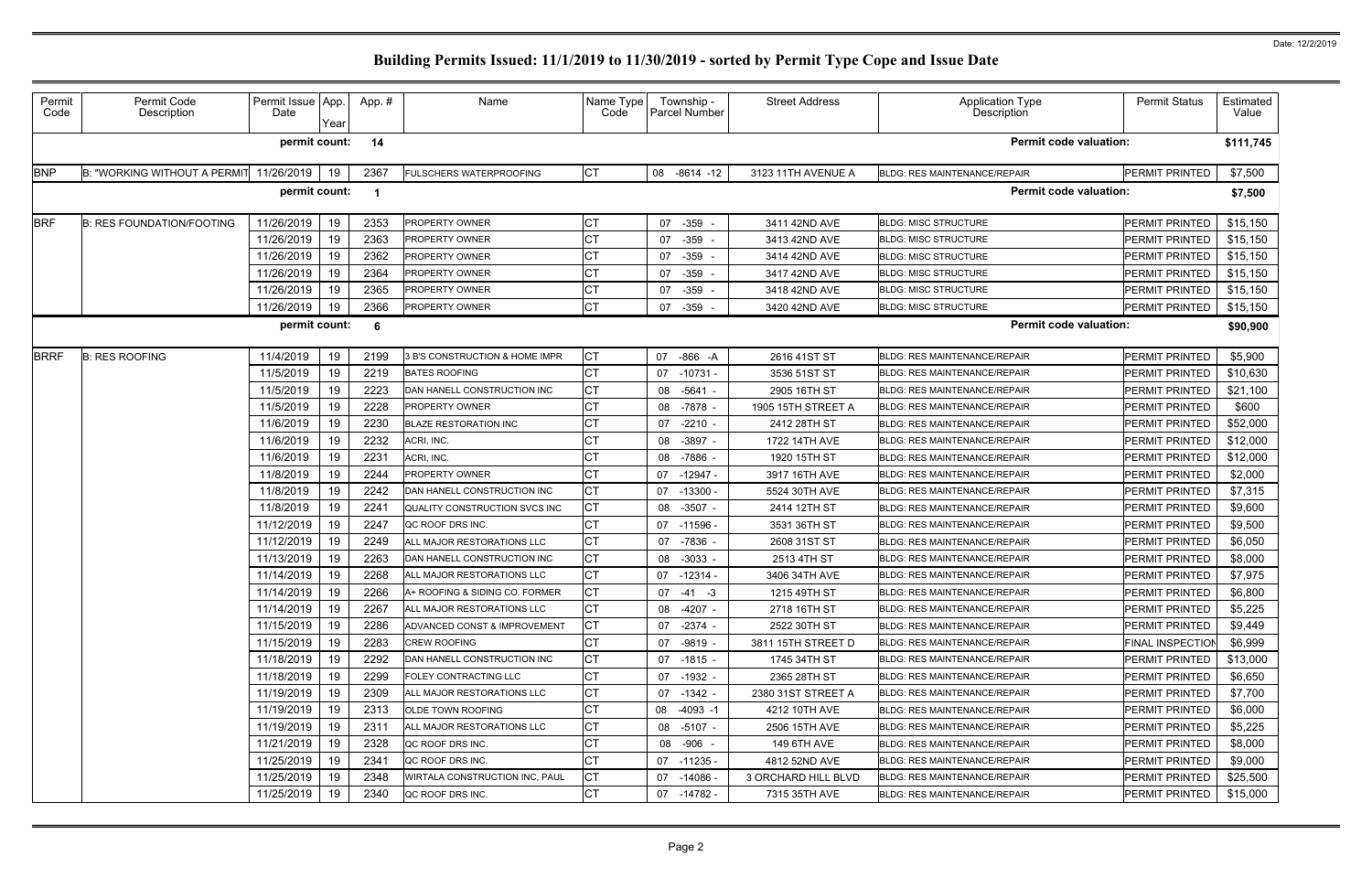# Building Permits Issued: 11/1/2019 to 11/30/2019 - sorted by Permit Type Cope and Issue Date

| Permit Code | Permit Code Description | Permit Issue Date | App. Year | App. # | Name | Name Type Code | Township - Parcel Number | Street Address | Application Type Description | Permit Status | Estimated Value |
|---|---|---|---|---|---|---|---|---|---|---|---|
| | | permit count: | | 14 | | | | | Permit code valuation: | | $111,745 |
| BNP | B: "WORKING WITHOUT A PERMIT | 11/26/2019 | 19 | 2367 | FULSCHERS WATERPROOFING | CT | 08 -8614 -12 | 3123 11TH AVENUE A | BLDG: RES MAINTENANCE/REPAIR | PERMIT PRINTED | $7,500 |
| | | permit count: | | 1 | | | | | Permit code valuation: | | $7,500 |
| BRF | B: RES FOUNDATION/FOOTING | 11/26/2019 | 19 | 2353 | PROPERTY OWNER | CT | 07 -359 - | 3411 42ND AVE | BLDG: MISC STRUCTURE | PERMIT PRINTED | $15,150 |
| | | 11/26/2019 | 19 | 2363 | PROPERTY OWNER | CT | 07 -359 - | 3413 42ND AVE | BLDG: MISC STRUCTURE | PERMIT PRINTED | $15,150 |
| | | 11/26/2019 | 19 | 2362 | PROPERTY OWNER | CT | 07 -359 - | 3414 42ND AVE | BLDG: MISC STRUCTURE | PERMIT PRINTED | $15,150 |
| | | 11/26/2019 | 19 | 2364 | PROPERTY OWNER | CT | 07 -359 - | 3417 42ND AVE | BLDG: MISC STRUCTURE | PERMIT PRINTED | $15,150 |
| | | 11/26/2019 | 19 | 2365 | PROPERTY OWNER | CT | 07 -359 - | 3418 42ND AVE | BLDG: MISC STRUCTURE | PERMIT PRINTED | $15,150 |
| | | 11/26/2019 | 19 | 2366 | PROPERTY OWNER | CT | 07 -359 - | 3420 42ND AVE | BLDG: MISC STRUCTURE | PERMIT PRINTED | $15,150 |
| | | permit count: | | 6 | | | | | Permit code valuation: | | $90,900 |
| BRRF | B: RES ROOFING | 11/4/2019 | 19 | 2199 | 3 B'S CONSTRUCTION & HOME IMPR | CT | 07 -866 -A | 2616 41ST ST | BLDG: RES MAINTENANCE/REPAIR | PERMIT PRINTED | $5,900 |
| | | 11/5/2019 | 19 | 2219 | BATES ROOFING | CT | 07 -10731 - | 3536 51ST ST | BLDG: RES MAINTENANCE/REPAIR | PERMIT PRINTED | $10,630 |
| | | 11/5/2019 | 19 | 2223 | DAN HANELL CONSTRUCTION INC | CT | 08 -5641 - | 2905 16TH ST | BLDG: RES MAINTENANCE/REPAIR | PERMIT PRINTED | $21,100 |
| | | 11/5/2019 | 19 | 2228 | PROPERTY OWNER | CT | 08 -7878 - | 1905 15TH STREET A | BLDG: RES MAINTENANCE/REPAIR | PERMIT PRINTED | $600 |
| | | 11/6/2019 | 19 | 2230 | BLAZE RESTORATION INC | CT | 07 -2210 - | 2412 28TH ST | BLDG: RES MAINTENANCE/REPAIR | PERMIT PRINTED | $52,000 |
| | | 11/6/2019 | 19 | 2232 | ACRI, INC. | CT | 08 -3897 - | 1722 14TH AVE | BLDG: RES MAINTENANCE/REPAIR | PERMIT PRINTED | $12,000 |
| | | 11/6/2019 | 19 | 2231 | ACRI, INC. | CT | 08 -7886 - | 1920 15TH ST | BLDG: RES MAINTENANCE/REPAIR | PERMIT PRINTED | $12,000 |
| | | 11/8/2019 | 19 | 2244 | PROPERTY OWNER | CT | 07 -12947 - | 3917 16TH AVE | BLDG: RES MAINTENANCE/REPAIR | PERMIT PRINTED | $2,000 |
| | | 11/8/2019 | 19 | 2242 | DAN HANELL CONSTRUCTION INC | CT | 07 -13300 - | 5524 30TH AVE | BLDG: RES MAINTENANCE/REPAIR | PERMIT PRINTED | $7,315 |
| | | 11/8/2019 | 19 | 2241 | QUALITY CONSTRUCTION SVCS INC | CT | 08 -3507 - | 2414 12TH ST | BLDG: RES MAINTENANCE/REPAIR | PERMIT PRINTED | $9,600 |
| | | 11/12/2019 | 19 | 2247 | QC ROOF DRS INC. | CT | 07 -11596 - | 3531 36TH ST | BLDG: RES MAINTENANCE/REPAIR | PERMIT PRINTED | $9,500 |
| | | 11/12/2019 | 19 | 2249 | ALL MAJOR RESTORATIONS LLC | CT | 07 -7836 - | 2608 31ST ST | BLDG: RES MAINTENANCE/REPAIR | PERMIT PRINTED | $6,050 |
| | | 11/13/2019 | 19 | 2263 | DAN HANELL CONSTRUCTION INC | CT | 08 -3033 - | 2513 4TH ST | BLDG: RES MAINTENANCE/REPAIR | PERMIT PRINTED | $8,000 |
| | | 11/14/2019 | 19 | 2268 | ALL MAJOR RESTORATIONS LLC | CT | 07 -12314 - | 3406 34TH AVE | BLDG: RES MAINTENANCE/REPAIR | PERMIT PRINTED | $7,975 |
| | | 11/14/2019 | 19 | 2266 | A+ ROOFING & SIDING CO. FORMER | CT | 07 -41 -3 | 1215 49TH ST | BLDG: RES MAINTENANCE/REPAIR | PERMIT PRINTED | $6,800 |
| | | 11/14/2019 | 19 | 2267 | ALL MAJOR RESTORATIONS LLC | CT | 08 -4207 - | 2718 16TH ST | BLDG: RES MAINTENANCE/REPAIR | PERMIT PRINTED | $5,225 |
| | | 11/15/2019 | 19 | 2286 | ADVANCED CONST & IMPROVEMENT | CT | 07 -2374 - | 2522 30TH ST | BLDG: RES MAINTENANCE/REPAIR | PERMIT PRINTED | $9,449 |
| | | 11/15/2019 | 19 | 2283 | CREW ROOFING | CT | 07 -9819 - | 3811 15TH STREET D | BLDG: RES MAINTENANCE/REPAIR | FINAL INSPECTION | $6,999 |
| | | 11/18/2019 | 19 | 2292 | DAN HANELL CONSTRUCTION INC | CT | 07 -1815 - | 1745 34TH ST | BLDG: RES MAINTENANCE/REPAIR | PERMIT PRINTED | $13,000 |
| | | 11/18/2019 | 19 | 2299 | FOLEY CONTRACTING LLC | CT | 07 -1932 - | 2365 28TH ST | BLDG: RES MAINTENANCE/REPAIR | PERMIT PRINTED | $6,650 |
| | | 11/19/2019 | 19 | 2309 | ALL MAJOR RESTORATIONS LLC | CT | 07 -1342 - | 2380 31ST STREET A | BLDG: RES MAINTENANCE/REPAIR | PERMIT PRINTED | $7,700 |
| | | 11/19/2019 | 19 | 2313 | OLDE TOWN ROOFING | CT | 08 -4093 -1 | 4212 10TH AVE | BLDG: RES MAINTENANCE/REPAIR | PERMIT PRINTED | $6,000 |
| | | 11/19/2019 | 19 | 2311 | ALL MAJOR RESTORATIONS LLC | CT | 08 -5107 - | 2506 15TH AVE | BLDG: RES MAINTENANCE/REPAIR | PERMIT PRINTED | $5,225 |
| | | 11/21/2019 | 19 | 2328 | QC ROOF DRS INC. | CT | 08 -906 - | 149 6TH AVE | BLDG: RES MAINTENANCE/REPAIR | PERMIT PRINTED | $8,000 |
| | | 11/25/2019 | 19 | 2341 | QC ROOF DRS INC. | CT | 07 -11235 - | 4812 52ND AVE | BLDG: RES MAINTENANCE/REPAIR | PERMIT PRINTED | $9,000 |
| | | 11/25/2019 | 19 | 2348 | WIRTALA CONSTRUCTION INC, PAUL | CT | 07 -14086 - | 3 ORCHARD HILL BLVD | BLDG: RES MAINTENANCE/REPAIR | PERMIT PRINTED | $25,500 |
| | | 11/25/2019 | 19 | 2340 | QC ROOF DRS INC. | CT | 07 -14782 - | 7315 35TH AVE | BLDG: RES MAINTENANCE/REPAIR | PERMIT PRINTED | $15,000 |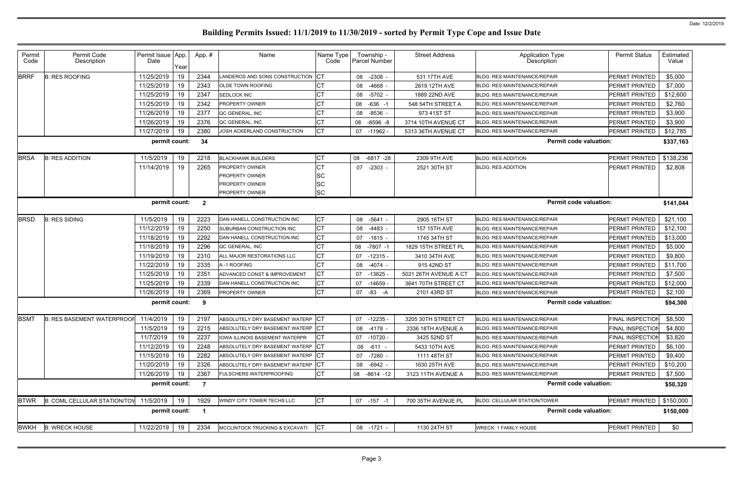# Building Permits Issued: 11/1/2019 to 11/30/2019 - sorted by Permit Type Cope and Issue Date

Date: 12/2/2019

| Permit Code | Permit Code Description | Permit Issue Date | App. Year | App. # | Name | Name Type Code | Township - Parcel Number | Street Address | Application Type Description | Permit Status | Estimated Value |
|---|---|---|---|---|---|---|---|---|---|---|---|
| BRRF | B: RES ROOFING | 11/25/2019 | 19 | 2344 | LANDEROS AND SONS CONSTRUCTION | CT | 08 -2308 - | 531 17TH AVE | BLDG: RES MAINTENANCE/REPAIR | PERMIT PRINTED | $5,000 |
| | | 11/25/2019 | 19 | 2343 | OLDE TOWN ROOFING | CT | 08 -4668 - | 2619 12TH AVE | BLDG: RES MAINTENANCE/REPAIR | PERMIT PRINTED | $7,000 |
| | | 11/25/2019 | 19 | 2347 | SEDLOCK INC | CT | 08 -5702 - | 1889 22ND AVE | BLDG: RES MAINTENANCE/REPAIR | PERMIT PRINTED | $12,600 |
| | | 11/25/2019 | 19 | 2342 | PROPERTY OWNER | CT | 08 -636 -1 | 548 54TH STREET A | BLDG: RES MAINTENANCE/REPAIR | PERMIT PRINTED | $2,760 |
| | | 11/26/2019 | 19 | 2377 | QC GENERAL, INC | CT | 08 -8536 - | 973 41ST ST | BLDG: RES MAINTENANCE/REPAIR | PERMIT PRINTED | $3,900 |
| | | 11/26/2019 | 19 | 2376 | QC GENERAL, INC | CT | 08 -8596 -8 | 3714 10TH AVENUE CT | BLDG: RES MAINTENANCE/REPAIR | PERMIT PRINTED | $3,900 |
| | | 11/27/2019 | 19 | 2380 | JOSH ACKERLAND CONSTRUCTION | CT | 07 -11962 - | 5313 36TH AVENUE CT | BLDG: RES MAINTENANCE/REPAIR | PERMIT PRINTED | $12,785 |
| | | permit count: | | 34 | | | | | Permit code valuation: | | $337,163 |
| BRSA | B: RES ADDITION | 11/5/2019 | 19 | 2218 | BLACKHAWK BUILDERS | CT | 08 -6817 -28 | 2309 9TH AVE | BLDG: RES ADDITION | PERMIT PRINTED | $138,236 |
| | | 11/14/2019 | 19 | 2265 | PROPERTY OWNER | CT | 07 -2303 - | 2521 30TH ST | BLDG: RES ADDITION | PERMIT PRINTED | $2,808 |
| | | | | | PROPERTY OWNER | SC | | | | | |
| | | | | | PROPERTY OWNER | SC | | | | | |
| | | | | | PROPERTY OWNER | SC | | | | | |
| | | permit count: | | 2 | | | | | Permit code valuation: | | $141,044 |
| BRSD | B: RES SIDING | 11/5/2019 | 19 | 2223 | DAN HANELL CONSTRUCTION INC | CT | 08 -5641 - | 2905 16TH ST | BLDG: RES MAINTENANCE/REPAIR | PERMIT PRINTED | $21,100 |
| | | 11/12/2019 | 19 | 2250 | SUBURBAN CONSTRUCTION INC | CT | 08 -4483 - | 157 15TH AVE | BLDG: RES MAINTENANCE/REPAIR | PERMIT PRINTED | $12,100 |
| | | 11/18/2019 | 19 | 2292 | DAN HANELL CONSTRUCTION INC | CT | 07 -1815 - | 1745 34TH ST | BLDG: RES MAINTENANCE/REPAIR | PERMIT PRINTED | $13,000 |
| | | 11/18/2019 | 19 | 2296 | QC GENERAL, INC | CT | 08 -7807 -1 | 1829 15TH STREET PL | BLDG: RES MAINTENANCE/REPAIR | PERMIT PRINTED | $5,000 |
| | | 11/19/2019 | 19 | 2310 | ALL MAJOR RESTORATIONS LLC | CT | 07 -12315 - | 3410 34TH AVE | BLDG: RES MAINTENANCE/REPAIR | PERMIT PRINTED | $9,800 |
| | | 11/22/2019 | 19 | 2335 | A -1 ROOFING | CT | 08 -4074 - | 915 42ND ST | BLDG: RES MAINTENANCE/REPAIR | PERMIT PRINTED | $11,700 |
| | | 11/25/2019 | 19 | 2351 | ADVANCED CONST & IMPROVEMENT | CT | 07 -13625 - | 5021 26TH AVENUE A CT | BLDG: RES MAINTENANCE/REPAIR | PERMIT PRINTED | $7,500 |
| | | 11/25/2019 | 19 | 2339 | DAN HANELL CONSTRUCTION INC | CT | 07 -14659 - | 3641 70TH STREET CT | BLDG: RES MAINTENANCE/REPAIR | PERMIT PRINTED | $12,000 |
| | | 11/26/2019 | 19 | 2369 | PROPERTY OWNER | CT | 07 -83 -A | 2101 43RD ST | BLDG: RES MAINTENANCE/REPAIR | PERMIT PRINTED | $2,100 |
| | | permit count: | | 9 | | | | | Permit code valuation: | | $94,300 |
| BSMT | B: RES BASEMENT WATERPROOF | 11/4/2019 | 19 | 2197 | ABSOLUTELY DRY BASEMENT WATERP | CT | 07 -12235 - | 3205 30TH STREET CT | BLDG: RES MAINTENANCE/REPAIR | FINAL INSPECTION | $8,500 |
| | | 11/5/2019 | 19 | 2215 | ABSOLUTELY DRY BASEMENT WATERP | CT | 08 -4178 - | 2336 18TH AVENUE A | BLDG: RES MAINTENANCE/REPAIR | FINAL INSPECTION | $4,800 |
| | | 11/7/2019 | 19 | 2237 | IOWA ILLINOIS BASEMENT WATERPR | CT | 07 -10720 - | 3425 52ND ST | BLDG: RES MAINTENANCE/REPAIR | FINAL INSPECTION | $3,820 |
| | | 11/12/2019 | 19 | 2248 | ABSOLUTELY DRY BASEMENT WATERP | CT | 08 -611 - | 5433 10TH AVE | BLDG: RES MAINTENANCE/REPAIR | PERMIT PRINTED | $6,100 |
| | | 11/15/2019 | 19 | 2282 | ABSOLUTELY DRY BASEMENT WATERP | CT | 07 -7280 - | 1111 48TH ST | BLDG: RES MAINTENANCE/REPAIR | PERMIT PRINTED | $9,400 |
| | | 11/20/2019 | 19 | 2326 | ABSOLUTELY DRY BASEMENT WATERP | CT | 08 -6942 - | 1630 25TH AVE | BLDG: RES MAINTENANCE/REPAIR | PERMIT PRINTED | $10,200 |
| | | 11/26/2019 | 19 | 2367 | FULSCHERS WATERPROOFING | CT | 08 -8614 -12 | 3123 11TH AVENUE A | BLDG: RES MAINTENANCE/REPAIR | PERMIT PRINTED | $7,500 |
| | | permit count: | | 7 | | | | | Permit code valuation: | | $50,320 |
| BTWR | B: COML CELLULAR STATION/TOW | 11/5/2019 | 19 | 1929 | WINDY CITY TOWER TECHS LLC | CT | 07 -157 -1 | 700 35TH AVENUE PL | BLDG: CELLULAR STATION/TOWER | PERMIT PRINTED | $150,000 |
| | | permit count: | | 1 | | | | | Permit code valuation: | | $150,000 |
| BWKH | B: WRECK HOUSE | 11/22/2019 | 19 | 2334 | MCCLINTOCK TRUCKING & EXCAVATI | CT | 08 -1721 - | 1130 24TH ST | WRECK: 1 FAMILY HOUSE | PERMIT PRINTED | $0 |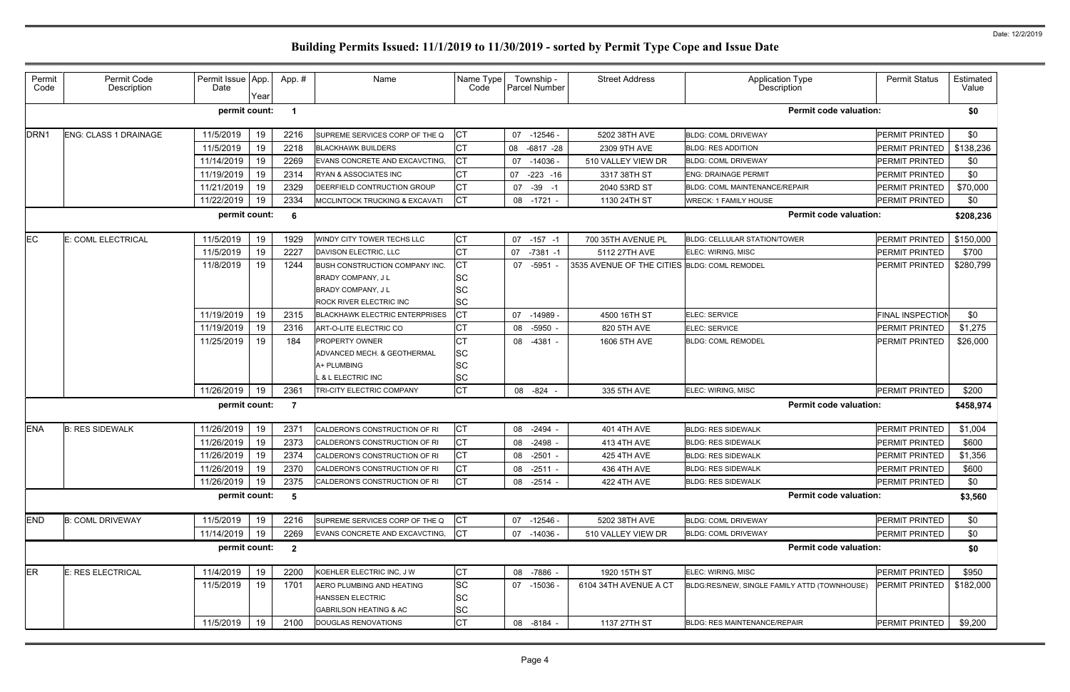# Building Permits Issued: 11/1/2019 to 11/30/2019 - sorted by Permit Type Cope and Issue Date

| Permit Code | Permit Code Description | Permit Issue Date | App. Year | App. # | Name | Name Type Code | Township - Parcel Number | Street Address | Application Type Description | Permit Status | Estimated Value |
|---|---|---|---|---|---|---|---|---|---|---|---|
| | | permit count: | | 1 | | | | | Permit code valuation: | | $0 |
| DRN1 | ENG: CLASS 1 DRAINAGE | 11/5/2019 | 19 | 2216 | SUPREME SERVICES CORP OF THE Q | CT | 07 -12546 - | 5202 38TH AVE | BLDG: COML DRIVEWAY | PERMIT PRINTED | $0 |
| | | 11/5/2019 | 19 | 2218 | BLACKHAWK BUILDERS | CT | 08 -6817 -28 | 2309 9TH AVE | BLDG: RES ADDITION | PERMIT PRINTED | $138,236 |
| | | 11/14/2019 | 19 | 2269 | EVANS CONCRETE AND EXCAVCTING, | CT | 07 -14036 - | 510 VALLEY VIEW DR | BLDG: COML DRIVEWAY | PERMIT PRINTED | $0 |
| | | 11/19/2019 | 19 | 2314 | RYAN & ASSOCIATES INC | CT | 07 -223 -16 | 3317 38TH ST | ENG: DRAINAGE PERMIT | PERMIT PRINTED | $0 |
| | | 11/21/2019 | 19 | 2329 | DEERFIELD CONTRUCTION GROUP | CT | 07 -39 -1 | 2040 53RD ST | BLDG: COML MAINTENANCE/REPAIR | PERMIT PRINTED | $70,000 |
| | | 11/22/2019 | 19 | 2334 | MCCLINTOCK TRUCKING & EXCAVATI | CT | 08 -1721 - | 1130 24TH ST | WRECK: 1 FAMILY HOUSE | PERMIT PRINTED | $0 |
| | | permit count: | | 6 | | | | | Permit code valuation: | | $208,236 |
| EC | E: COML ELECTRICAL | 11/5/2019 | 19 | 1929 | WINDY CITY TOWER TECHS LLC | CT | 07 -157 -1 | 700 35TH AVENUE PL | BLDG: CELLULAR STATION/TOWER | PERMIT PRINTED | $150,000 |
| | | 11/5/2019 | 19 | 2227 | DAVISON ELECTRIC, LLC | CT | 07 -7381 -1 | 5112 27TH AVE | ELEC: WIRING, MISC | PERMIT PRINTED | $700 |
| | | 11/8/2019 | 19 | 1244 | BUSH CONSTRUCTION COMPANY INC. | CT | 07 -5951 - | 3535 AVENUE OF THE CITIES | BLDG: COML REMODEL | PERMIT PRINTED | $280,799 |
| | | | | | BRADY COMPANY, J L | SC | | | | | |
| | | | | | BRADY COMPANY, J L | SC | | | | | |
| | | | | | ROCK RIVER ELECTRIC INC | SC | | | | | |
| | | 11/19/2019 | 19 | 2315 | BLACKHAWK ELECTRIC ENTERPRISES | CT | 07 -14989 - | 4500 16TH ST | ELEC: SERVICE | FINAL INSPECTION | $0 |
| | | 11/19/2019 | 19 | 2316 | ART-O-LITE ELECTRIC CO | CT | 08 -5950 - | 820 5TH AVE | ELEC: SERVICE | PERMIT PRINTED | $1,275 |
| | | 11/25/2019 | 19 | 184 | PROPERTY OWNER | CT | 08 -4381 - | 1606 5TH AVE | BLDG: COML REMODEL | PERMIT PRINTED | $26,000 |
| | | | | | ADVANCED MECH. & GEOTHERMAL | SC | | | | | |
| | | | | | A+ PLUMBING | SC | | | | | |
| | | | | | L & L ELECTRIC INC | SC | | | | | |
| | | 11/26/2019 | 19 | 2361 | TRI-CITY ELECTRIC COMPANY | CT | 08 -824 - | 335 5TH AVE | ELEC: WIRING, MISC | PERMIT PRINTED | $200 |
| | | permit count: | | 7 | | | | | Permit code valuation: | | $458,974 |
| ENA | B: RES SIDEWALK | 11/26/2019 | 19 | 2371 | CALDERON'S CONSTRUCTION OF RI | CT | 08 -2494 - | 401 4TH AVE | BLDG: RES SIDEWALK | PERMIT PRINTED | $1,004 |
| | | 11/26/2019 | 19 | 2373 | CALDERON'S CONSTRUCTION OF RI | CT | 08 -2498 - | 413 4TH AVE | BLDG: RES SIDEWALK | PERMIT PRINTED | $600 |
| | | 11/26/2019 | 19 | 2374 | CALDERON'S CONSTRUCTION OF RI | CT | 08 -2501 - | 425 4TH AVE | BLDG: RES SIDEWALK | PERMIT PRINTED | $1,356 |
| | | 11/26/2019 | 19 | 2370 | CALDERON'S CONSTRUCTION OF RI | CT | 08 -2511 - | 436 4TH AVE | BLDG: RES SIDEWALK | PERMIT PRINTED | $600 |
| | | 11/26/2019 | 19 | 2375 | CALDERON'S CONSTRUCTION OF RI | CT | 08 -2514 - | 422 4TH AVE | BLDG: RES SIDEWALK | PERMIT PRINTED | $0 |
| | | permit count: | | 5 | | | | | Permit code valuation: | | $3,560 |
| END | B: COML DRIVEWAY | 11/5/2019 | 19 | 2216 | SUPREME SERVICES CORP OF THE Q | CT | 07 -12546 - | 5202 38TH AVE | BLDG: COML DRIVEWAY | PERMIT PRINTED | $0 |
| | | 11/14/2019 | 19 | 2269 | EVANS CONCRETE AND EXCAVCTING, | CT | 07 -14036 - | 510 VALLEY VIEW DR | BLDG: COML DRIVEWAY | PERMIT PRINTED | $0 |
| | | permit count: | | 2 | | | | | Permit code valuation: | | $0 |
| ER | E: RES ELECTRICAL | 11/4/2019 | 19 | 2200 | KOEHLER ELECTRIC INC, J W | CT | 08 -7886 - | 1920 15TH ST | ELEC: WIRING, MISC | PERMIT PRINTED | $950 |
| | | 11/5/2019 | 19 | 1701 | AERO PLUMBING AND HEATING | SC | 07 -15036 - | 6104 34TH AVENUE A CT | BLDG:RES/NEW, SINGLE FAMILY ATTD (TOWNHOUSE) | PERMIT PRINTED | $182,000 |
| | | | | | HANSSEN ELECTRIC | SC | | | | | |
| | | | | | GABRILSON HEATING & AC | SC | | | | | |
| | | 11/5/2019 | 19 | 2100 | DOUGLAS RENOVATIONS | CT | 08 -8184 - | 1137 27TH ST | BLDG: RES MAINTENANCE/REPAIR | PERMIT PRINTED | $9,200 |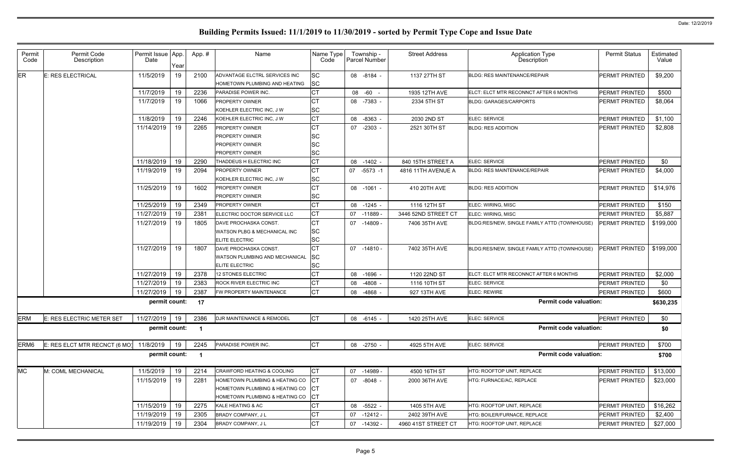# Building Permits Issued: 11/1/2019 to 11/30/2019 - sorted by Permit Type Cope and Issue Date

| Permit Code | Permit Code Description | Permit Issue Date | App. Year | App. # | Name | Name Type Code | Township - Parcel Number | Street Address | Application Type Description | Permit Status | Estimated Value |
|---|---|---|---|---|---|---|---|---|---|---|---|
| ER | E: RES ELECTRICAL | 11/5/2019 | 19 | 2100 | ADVANTAGE ELCTRL SERVICES INC | SC | 08 -8184 - | 1137 27TH ST | BLDG: RES MAINTENANCE/REPAIR | PERMIT PRINTED | $9,200 |
| | | | | | HOMETOWN PLUMBING AND HEATING | SC | | | | | |
| | | 11/7/2019 | 19 | 2236 | PARADISE POWER INC. | CT | 08 -60 - | 1935 12TH AVE | ELCT: ELCT MTR RECONNCT AFTER 6 MONTHS | PERMIT PRINTED | $500 |
| | | 11/7/2019 | 19 | 1066 | PROPERTY OWNER | CT | 08 -7383 - | 2334 5TH ST | BLDG: GARAGES/CARPORTS | PERMIT PRINTED | $8,064 |
| | | | | | KOEHLER ELECTRIC INC, J W | SC | | | | | |
| | | 11/8/2019 | 19 | 2246 | KOEHLER ELECTRIC INC, J W | CT | 08 -8363 - | 2030 2ND ST | ELEC: SERVICE | PERMIT PRINTED | $1,100 |
| | | 11/14/2019 | 19 | 2265 | PROPERTY OWNER | CT | 07 -2303 - | 2521 30TH ST | BLDG: RES ADDITION | PERMIT PRINTED | $2,808 |
| | | | | | PROPERTY OWNER | SC | | | | | |
| | | | | | PROPERTY OWNER | SC | | | | | |
| | | | | | PROPERTY OWNER | SC | | | | | |
| | | 11/18/2019 | 19 | 2290 | THADDEUS H ELECTRIC INC | CT | 08 -1402 - | 840 15TH STREET A | ELEC: SERVICE | PERMIT PRINTED | $0 |
| | | 11/19/2019 | 19 | 2094 | PROPERTY OWNER | CT | 07 -5573 -1 | 4816 11TH AVENUE A | BLDG: RES MAINTENANCE/REPAIR | PERMIT PRINTED | $4,000 |
| | | | | | KOEHLER ELECTRIC INC, J W | SC | | | | | |
| | | 11/25/2019 | 19 | 1602 | PROPERTY OWNER | CT | 08 -1061 - | 410 20TH AVE | BLDG: RES ADDITION | PERMIT PRINTED | $14,976 |
| | | | | | PROPERTY OWNER | SC | | | | | |
| | | 11/25/2019 | 19 | 2349 | PROPERTY OWNER | CT | 08 -1245 - | 1116 12TH ST | ELEC: WIRING, MISC | PERMIT PRINTED | $150 |
| | | 11/27/2019 | 19 | 2381 | ELECTRIC DOCTOR SERVICE LLC | CT | 07 -11889 - | 3446 52ND STREET CT | ELEC: WIRING, MISC | PERMIT PRINTED | $5,887 |
| | | 11/27/2019 | 19 | 1805 | DAVE PROCHASKA CONST. | CT | 07 -14809 - | 7406 35TH AVE | BLDG:RES/NEW, SINGLE FAMILY ATTD (TOWNHOUSE) | PERMIT PRINTED | $199,000 |
| | | | | | WATSON PLBG & MECHANICAL INC | SC | | | | | |
| | | | | | ELITE ELECTRIC | SC | | | | | |
| | | 11/27/2019 | 19 | 1807 | DAVE PROCHASKA CONST. | CT | 07 -14810 - | 7402 35TH AVE | BLDG:RES/NEW, SINGLE FAMILY ATTD (TOWNHOUSE) | PERMIT PRINTED | $199,000 |
| | | | | | WATSON PLUMBING AND MECHANICAL | SC | | | | | |
| | | | | | ELITE ELECTRIC | SC | | | | | |
| | | 11/27/2019 | 19 | 2378 | 12 STONES ELECTRIC | CT | 08 -1696 - | 1120 22ND ST | ELCT: ELCT MTR RECONNCT AFTER 6 MONTHS | PERMIT PRINTED | $2,000 |
| | | 11/27/2019 | 19 | 2383 | ROCK RIVER ELECTRIC INC | CT | 08 -4808 - | 1116 10TH ST | ELEC: SERVICE | PERMIT PRINTED | $0 |
| | | 11/27/2019 | 19 | 2387 | FW PROPERTY MAINTENANCE | CT | 08 -4868 - | 927 13TH AVE | ELEC: REWIRE | PERMIT PRINTED | $600 |
| | | permit count: | | 17 | | | | | Permit code valuation: | | $630,235 |
| ERM | E: RES ELECTRIC METER SET | 11/27/2019 | 19 | 2386 | DJR MAINTENANCE & REMODEL | CT | 08 -6145 - | 1420 25TH AVE | ELEC: SERVICE | PERMIT PRINTED | $0 |
| | | permit count: | | 1 | | | | | Permit code valuation: | | $0 |
| ERM6 | E: RES ELCT MTR RECNCT (6 MO) | 11/8/2019 | 19 | 2245 | PARADISE POWER INC. | CT | 08 -2750 - | 4925 5TH AVE | ELEC: SERVICE | PERMIT PRINTED | $700 |
| | | permit count: | | 1 | | | | | Permit code valuation: | | $700 |
| MC | M: COML MECHANICAL | 11/5/2019 | 19 | 2214 | CRAWFORD HEATING & COOLING | CT | 07 -14989 - | 4500 16TH ST | HTG: ROOFTOP UNIT, REPLACE | PERMIT PRINTED | $13,000 |
| | | 11/15/2019 | 19 | 2281 | HOMETOWN PLUMBING & HEATING CO | CT | 07 -8048 - | 2000 36TH AVE | HTG: FURNACE/AC, REPLACE | PERMIT PRINTED | $23,000 |
| | | | | | HOMETOWN PLUMBING & HEATING CO | CT | | | | | |
| | | | | | HOMETOWN PLUMBING & HEATING CO | CT | | | | | |
| | | 11/15/2019 | 19 | 2275 | KALE HEATING & AC | CT | 08 -5522 - | 1405 5TH AVE | HTG: ROOFTOP UNIT, REPLACE | PERMIT PRINTED | $16,262 |
| | | 11/19/2019 | 19 | 2305 | BRADY COMPANY, J L | CT | 07 -12412 - | 2402 39TH AVE | HTG: BOILER/FURNACE, REPLACE | PERMIT PRINTED | $2,400 |
| | | 11/19/2019 | 19 | 2304 | BRADY COMPANY, J L | CT | 07 -14392 - | 4960 41ST STREET CT | HTG: ROOFTOP UNIT, REPLACE | PERMIT PRINTED | $27,000 |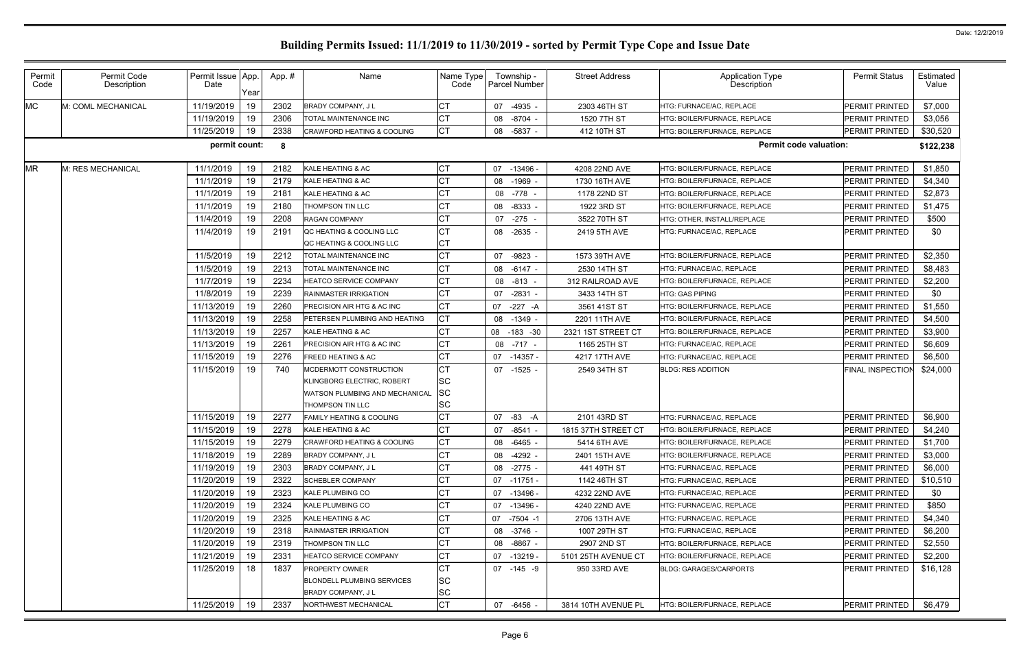# Building Permits Issued: 11/1/2019 to 11/30/2019 - sorted by Permit Type Cope and Issue Date

| Permit Code | Permit Code Description | Permit Issue Date | App. Year | App. # | Name | Name Type Code | Township - Parcel Number | Street Address | Application Type Description | Permit Status | Estimated Value |
|---|---|---|---|---|---|---|---|---|---|---|---|
| MC | M: COML MECHANICAL | 11/19/2019 | 19 | 2302 | BRADY COMPANY, J L | CT | 07 -4935 - | 2303 46TH ST | HTG: FURNACE/AC, REPLACE | PERMIT PRINTED | $7,000 |
| | | 11/19/2019 | 19 | 2306 | TOTAL MAINTENANCE INC | CT | 08 -8704 - | 1520 7TH ST | HTG: BOILER/FURNACE, REPLACE | PERMIT PRINTED | $3,056 |
| | | 11/25/2019 | 19 | 2338 | CRAWFORD HEATING & COOLING | CT | 08 -5837 - | 412 10TH ST | HTG: BOILER/FURNACE, REPLACE | PERMIT PRINTED | $30,520 |
| | | **permit count:** | | **8** | | | | | **Permit code valuation:** | | **$122,238** |
| MR | M: RES MECHANICAL | 11/1/2019 | 19 | 2182 | KALE HEATING & AC | CT | 07 -13496 - | 4208 22ND AVE | HTG: BOILER/FURNACE, REPLACE | PERMIT PRINTED | $1,850 |
| | | 11/1/2019 | 19 | 2179 | KALE HEATING & AC | CT | 08 -1969 - | 1730 16TH AVE | HTG: BOILER/FURNACE, REPLACE | PERMIT PRINTED | $4,340 |
| | | 11/1/2019 | 19 | 2181 | KALE HEATING & AC | CT | 08 -778 - | 1178 22ND ST | HTG: BOILER/FURNACE, REPLACE | PERMIT PRINTED | $2,873 |
| | | 11/1/2019 | 19 | 2180 | THOMPSON TIN LLC | CT | 08 -8333 - | 1922 3RD ST | HTG: BOILER/FURNACE, REPLACE | PERMIT PRINTED | $1,475 |
| | | 11/4/2019 | 19 | 2208 | RAGAN COMPANY | CT | 07 -275 - | 3522 70TH ST | HTG: OTHER, INSTALL/REPLACE | PERMIT PRINTED | $500 |
| | | 11/4/2019 | 19 | 2191 | QC HEATING & COOLING LLC<br>QC HEATING & COOLING LLC | CT<br>CT | 08 -2635 - | 2419 5TH AVE | HTG: FURNACE/AC, REPLACE | PERMIT PRINTED | $0 |
| | | 11/5/2019 | 19 | 2212 | TOTAL MAINTENANCE INC | CT | 07 -9823 - | 1573 39TH AVE | HTG: BOILER/FURNACE, REPLACE | PERMIT PRINTED | $2,350 |
| | | 11/5/2019 | 19 | 2213 | TOTAL MAINTENANCE INC | CT | 08 -6147 - | 2530 14TH ST | HTG: FURNACE/AC, REPLACE | PERMIT PRINTED | $8,483 |
| | | 11/7/2019 | 19 | 2234 | HEATCO SERVICE COMPANY | CT | 08 -813 - | 312 RAILROAD AVE | HTG: BOILER/FURNACE, REPLACE | PERMIT PRINTED | $2,200 |
| | | 11/8/2019 | 19 | 2239 | RAINMASTER IRRIGATION | CT | 07 -2831 - | 3433 14TH ST | HTG: GAS PIPING | PERMIT PRINTED | $0 |
| | | 11/13/2019 | 19 | 2260 | PRECISION AIR HTG & AC INC | CT | 07 -227 -A | 3561 41ST ST | HTG: BOILER/FURNACE, REPLACE | PERMIT PRINTED | $1,550 |
| | | 11/13/2019 | 19 | 2258 | PETERSEN PLUMBING AND HEATING | CT | 08 -1349 - | 2201 11TH AVE | HTG: BOILER/FURNACE, REPLACE | PERMIT PRINTED | $4,500 |
| | | 11/13/2019 | 19 | 2257 | KALE HEATING & AC | CT | 08 -183 -30 | 2321 1ST STREET CT | HTG: BOILER/FURNACE, REPLACE | PERMIT PRINTED | $3,900 |
| | | 11/13/2019 | 19 | 2261 | PRECISION AIR HTG & AC INC | CT | 08 -717 - | 1165 25TH ST | HTG: FURNACE/AC, REPLACE | PERMIT PRINTED | $6,609 |
| | | 11/15/2019 | 19 | 2276 | FREED HEATING & AC | CT | 07 -14357 - | 4217 17TH AVE | HTG: FURNACE/AC, REPLACE | PERMIT PRINTED | $6,500 |
| | | 11/15/2019 | 19 | 740 | MCDERMOTT CONSTRUCTION<br>KLINGBORG ELECTRIC, ROBERT<br>WATSON PLUMBING AND MECHANICAL<br>THOMPSON TIN LLC | CT<br>SC<br>SC<br>SC | 07 -1525 - | 2549 34TH ST | BLDG: RES ADDITION | FINAL INSPECTION | $24,000 |
| | | 11/15/2019 | 19 | 2277 | FAMILY HEATING & COOLING | CT | 07 -83 -A | 2101 43RD ST | HTG: FURNACE/AC, REPLACE | PERMIT PRINTED | $6,900 |
| | | 11/15/2019 | 19 | 2278 | KALE HEATING & AC | CT | 07 -8541 - | 1815 37TH STREET CT | HTG: BOILER/FURNACE, REPLACE | PERMIT PRINTED | $4,240 |
| | | 11/15/2019 | 19 | 2279 | CRAWFORD HEATING & COOLING | CT | 08 -6465 - | 5414 6TH AVE | HTG: BOILER/FURNACE, REPLACE | PERMIT PRINTED | $1,700 |
| | | 11/18/2019 | 19 | 2289 | BRADY COMPANY, J L | CT | 08 -4292 - | 2401 15TH AVE | HTG: BOILER/FURNACE, REPLACE | PERMIT PRINTED | $3,000 |
| | | 11/19/2019 | 19 | 2303 | BRADY COMPANY, J L | CT | 08 -2775 - | 441 49TH ST | HTG: FURNACE/AC, REPLACE | PERMIT PRINTED | $6,000 |
| | | 11/20/2019 | 19 | 2322 | SCHEBLER COMPANY | CT | 07 -11751 - | 1142 46TH ST | HTG: FURNACE/AC, REPLACE | PERMIT PRINTED | $10,510 |
| | | 11/20/2019 | 19 | 2323 | KALE PLUMBING CO | CT | 07 -13496 - | 4232 22ND AVE | HTG: FURNACE/AC, REPLACE | PERMIT PRINTED | $0 |
| | | 11/20/2019 | 19 | 2324 | KALE PLUMBING CO | CT | 07 -13496 - | 4240 22ND AVE | HTG: FURNACE/AC, REPLACE | PERMIT PRINTED | $850 |
| | | 11/20/2019 | 19 | 2325 | KALE HEATING & AC | CT | 07 -7504 -1 | 2706 13TH AVE | HTG: FURNACE/AC, REPLACE | PERMIT PRINTED | $4,340 |
| | | 11/20/2019 | 19 | 2318 | RAINMASTER IRRIGATION | CT | 08 -3746 - | 1007 29TH ST | HTG: FURNACE/AC, REPLACE | PERMIT PRINTED | $6,200 |
| | | 11/20/2019 | 19 | 2319 | THOMPSON TIN LLC | CT | 08 -8867 - | 2907 2ND ST | HTG: BOILER/FURNACE, REPLACE | PERMIT PRINTED | $2,550 |
| | | 11/21/2019 | 19 | 2331 | HEATCO SERVICE COMPANY | CT | 07 -13219 - | 5101 25TH AVENUE CT | HTG: BOILER/FURNACE, REPLACE | PERMIT PRINTED | $2,200 |
| | | 11/25/2019 | 18 | 1837 | PROPERTY OWNER<br>BLONDELL PLUMBING SERVICES<br>BRADY COMPANY, J L | CT<br>SC<br>SC | 07 -145 -9 | 950 33RD AVE | BLDG: GARAGES/CARPORTS | PERMIT PRINTED | $16,128 |
| | | 11/25/2019 | 19 | 2337 | NORTHWEST MECHANICAL | CT | 07 -6456 - | 3814 10TH AVENUE PL | HTG: BOILER/FURNACE, REPLACE | PERMIT PRINTED | $6,479 |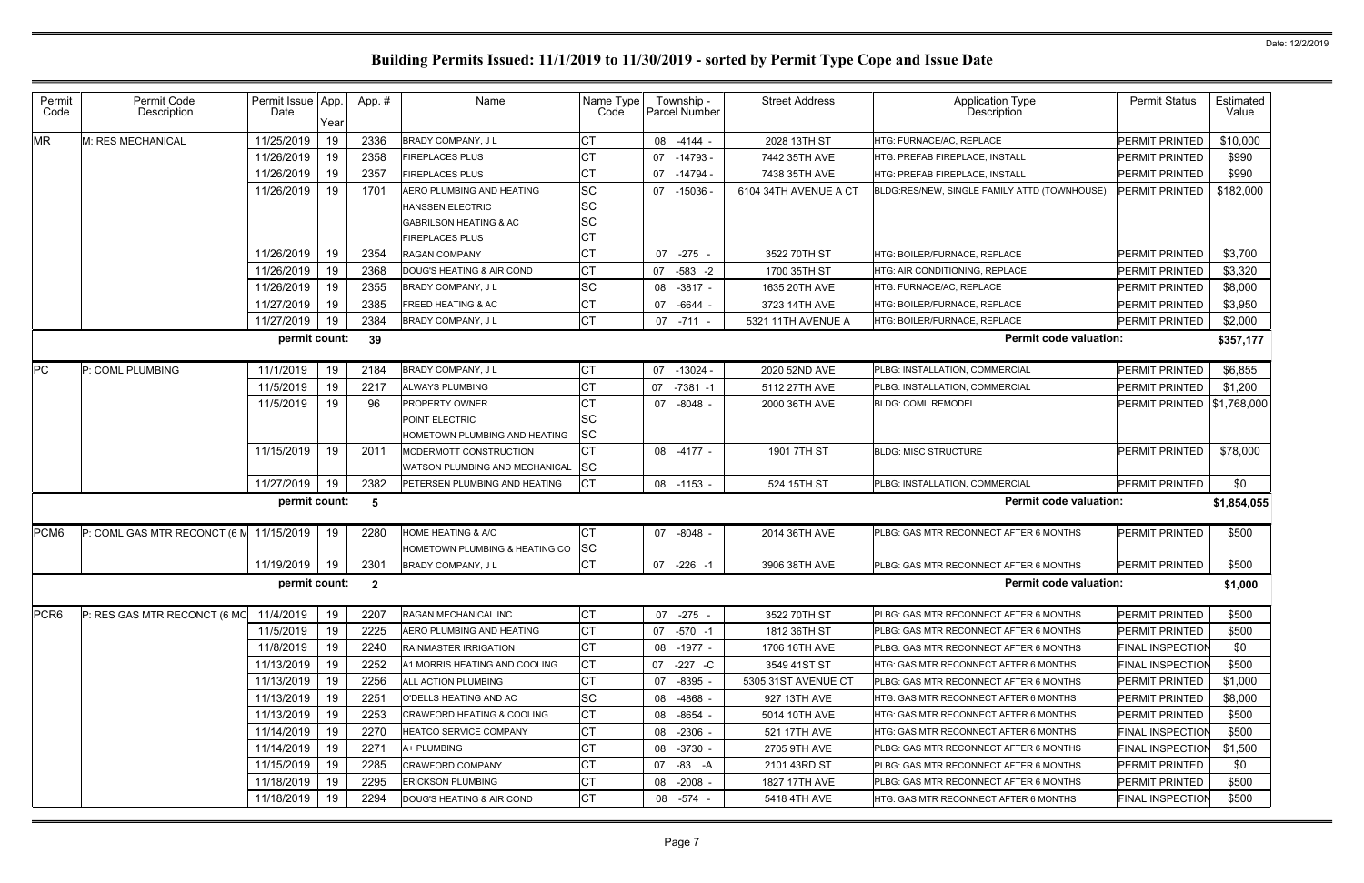# Building Permits Issued: 11/1/2019 to 11/30/2019 - sorted by Permit Type Cope and Issue Date

| Permit Code | Permit Code Description | Permit Issue Date | App. Year | App. # | Name | Name Type Code | Township - Parcel Number | Street Address | Application Type Description | Permit Status | Estimated Value |
|---|---|---|---|---|---|---|---|---|---|---|---|
| MR | M: RES MECHANICAL | 11/25/2019 | 19 | 2336 | BRADY COMPANY, J L | CT | 08 -4144 - | 2028 13TH ST | HTG: FURNACE/AC, REPLACE | PERMIT PRINTED | $10,000 |
| | | 11/26/2019 | 19 | 2358 | FIREPLACES PLUS | CT | 07 -14793 - | 7442 35TH AVE | HTG: PREFAB FIREPLACE, INSTALL | PERMIT PRINTED | $990 |
| | | 11/26/2019 | 19 | 2357 | FIREPLACES PLUS | CT | 07 -14794 - | 7438 35TH AVE | HTG: PREFAB FIREPLACE, INSTALL | PERMIT PRINTED | $990 |
| | | 11/26/2019 | 19 | 1701 | AERO PLUMBING AND HEATING | SC | 07 -15036 - | 6104 34TH AVENUE A CT | BLDG:RES/NEW, SINGLE FAMILY ATTD (TOWNHOUSE) | PERMIT PRINTED | $182,000 |
| | | | | | HANSSEN ELECTRIC | SC | | | | | |
| | | | | | GABRILSON HEATING & AC | SC | | | | | |
| | | | | | FIREPLACES PLUS | CT | | | | | |
| | | 11/26/2019 | 19 | 2354 | RAGAN COMPANY | CT | 07 -275 - | 3522 70TH ST | HTG: BOILER/FURNACE, REPLACE | PERMIT PRINTED | $3,700 |
| | | 11/26/2019 | 19 | 2368 | DOUG'S HEATING & AIR COND | CT | 07 -583 -2 | 1700 35TH ST | HTG: AIR CONDITIONING, REPLACE | PERMIT PRINTED | $3,320 |
| | | 11/26/2019 | 19 | 2355 | BRADY COMPANY, J L | SC | 08 -3817 - | 1635 20TH AVE | HTG: FURNACE/AC, REPLACE | PERMIT PRINTED | $8,000 |
| | | 11/27/2019 | 19 | 2385 | FREED HEATING & AC | CT | 07 -6644 - | 3723 14TH AVE | HTG: BOILER/FURNACE, REPLACE | PERMIT PRINTED | $3,950 |
| | | 11/27/2019 | 19 | 2384 | BRADY COMPANY, J L | CT | 07 -711 - | 5321 11TH AVENUE A | HTG: BOILER/FURNACE, REPLACE | PERMIT PRINTED | $2,000 |
| | | **permit count:** | | **39** | | | | | **Permit code valuation:** | | **$357,177** |
| PC | P: COML PLUMBING | 11/1/2019 | 19 | 2184 | BRADY COMPANY, J L | CT | 07 -13024 - | 2020 52ND AVE | PLBG: INSTALLATION, COMMERCIAL | PERMIT PRINTED | $6,855 |
| | | 11/5/2019 | 19 | 2217 | ALWAYS PLUMBING | CT | 07 -7381 -1 | 5112 27TH AVE | PLBG: INSTALLATION, COMMERCIAL | PERMIT PRINTED | $1,200 |
| | | 11/5/2019 | 19 | 96 | PROPERTY OWNER | CT | 07 -8048 - | 2000 36TH AVE | BLDG: COML REMODEL | PERMIT PRINTED | $1,768,000 |
| | | | | | POINT ELECTRIC | SC | | | | | |
| | | | | | HOMETOWN PLUMBING AND HEATING | SC | | | | | |
| | | 11/15/2019 | 19 | 2011 | MCDERMOTT CONSTRUCTION | CT | 08 -4177 - | 1901 7TH ST | BLDG: MISC STRUCTURE | PERMIT PRINTED | $78,000 |
| | | | | | WATSON PLUMBING AND MECHANICAL | SC | | | | | |
| | | 11/27/2019 | 19 | 2382 | PETERSEN PLUMBING AND HEATING | CT | 08 -1153 - | 524 15TH ST | PLBG: INSTALLATION, COMMERCIAL | PERMIT PRINTED | $0 |
| | | **permit count:** | | **5** | | | | | **Permit code valuation:** | | **$1,854,055** |
| PCM6 | P: COML GAS MTR RECONCT (6 M | 11/15/2019 | 19 | 2280 | HOME HEATING & A/C | CT | 07 -8048 - | 2014 36TH AVE | PLBG: GAS MTR RECONNECT AFTER 6 MONTHS | PERMIT PRINTED | $500 |
| | | | | | HOMETOWN PLUMBING & HEATING CO | SC | | | | | |
| | | 11/19/2019 | 19 | 2301 | BRADY COMPANY, J L | CT | 07 -226 -1 | 3906 38TH AVE | PLBG: GAS MTR RECONNECT AFTER 6 MONTHS | PERMIT PRINTED | $500 |
| | | **permit count:** | | **2** | | | | | **Permit code valuation:** | | **$1,000** |
| PCR6 | P: RES GAS MTR RECONCT (6 MO | 11/4/2019 | 19 | 2207 | RAGAN MECHANICAL INC. | CT | 07 -275 - | 3522 70TH ST | PLBG: GAS MTR RECONNECT AFTER 6 MONTHS | PERMIT PRINTED | $500 |
| | | 11/5/2019 | 19 | 2225 | AERO PLUMBING AND HEATING | CT | 07 -570 -1 | 1812 36TH ST | PLBG: GAS MTR RECONNECT AFTER 6 MONTHS | PERMIT PRINTED | $500 |
| | | 11/8/2019 | 19 | 2240 | RAINMASTER IRRIGATION | CT | 08 -1977 - | 1706 16TH AVE | PLBG: GAS MTR RECONNECT AFTER 6 MONTHS | FINAL INSPECTION | $0 |
| | | 11/13/2019 | 19 | 2252 | A1 MORRIS HEATING AND COOLING | CT | 07 -227 -C | 3549 41ST ST | HTG: GAS MTR RECONNECT AFTER 6 MONTHS | FINAL INSPECTION | $500 |
| | | 11/13/2019 | 19 | 2256 | ALL ACTION PLUMBING | CT | 07 -8395 - | 5305 31ST AVENUE CT | PLBG: GAS MTR RECONNECT AFTER 6 MONTHS | PERMIT PRINTED | $1,000 |
| | | 11/13/2019 | 19 | 2251 | O'DELLS HEATING AND AC | SC | 08 -4868 - | 927 13TH AVE | HTG: GAS MTR RECONNECT AFTER 6 MONTHS | PERMIT PRINTED | $8,000 |
| | | 11/13/2019 | 19 | 2253 | CRAWFORD HEATING & COOLING | CT | 08 -8654 - | 5014 10TH AVE | HTG: GAS MTR RECONNECT AFTER 6 MONTHS | PERMIT PRINTED | $500 |
| | | 11/14/2019 | 19 | 2270 | HEATCO SERVICE COMPANY | CT | 08 -2306 - | 521 17TH AVE | HTG: GAS MTR RECONNECT AFTER 6 MONTHS | FINAL INSPECTION | $500 |
| | | 11/14/2019 | 19 | 2271 | A+ PLUMBING | CT | 08 -3730 - | 2705 9TH AVE | PLBG: GAS MTR RECONNECT AFTER 6 MONTHS | FINAL INSPECTION | $1,500 |
| | | 11/15/2019 | 19 | 2285 | CRAWFORD COMPANY | CT | 07 -83 -A | 2101 43RD ST | PLBG: GAS MTR RECONNECT AFTER 6 MONTHS | PERMIT PRINTED | $0 |
| | | 11/18/2019 | 19 | 2295 | ERICKSON PLUMBING | CT | 08 -2008 - | 1827 17TH AVE | PLBG: GAS MTR RECONNECT AFTER 6 MONTHS | PERMIT PRINTED | $500 |
| | | 11/18/2019 | 19 | 2294 | DOUG'S HEATING & AIR COND | CT | 08 -574 - | 5418 4TH AVE | HTG: GAS MTR RECONNECT AFTER 6 MONTHS | FINAL INSPECTION | $500 |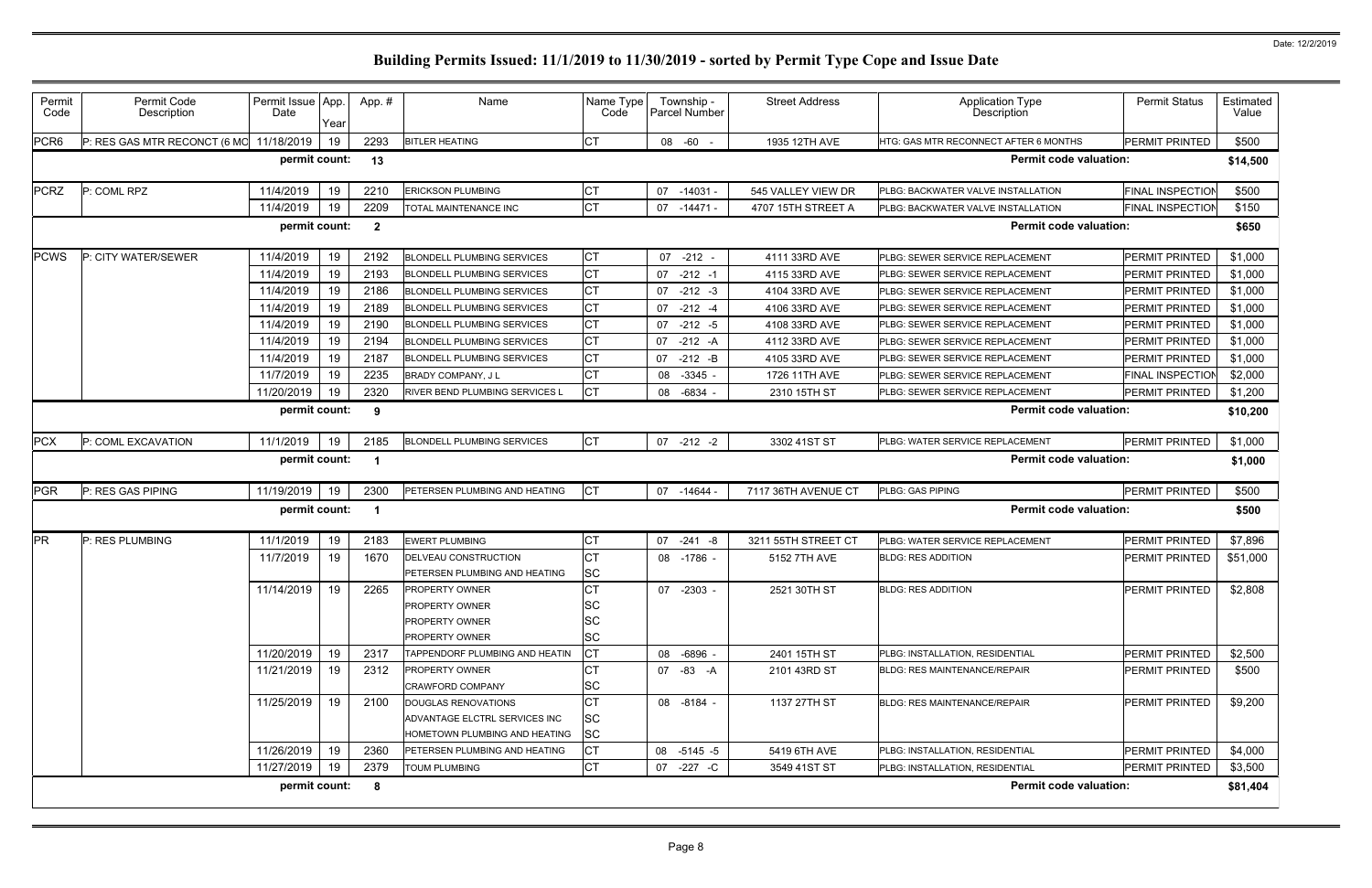# Building Permits Issued: 11/1/2019 to 11/30/2019 - sorted by Permit Type Cope and Issue Date

| Permit Code | Permit Code Description | Permit Issue Date | App. Year | App. # | Name | Name Type Code | Township - Parcel Number | Street Address | Application Type Description | Permit Status | Estimated Value |
|---|---|---|---|---|---|---|---|---|---|---|---|
| PCR6 | P: RES GAS MTR RECONCT (6 MO | 11/18/2019 | 19 | 2293 | BITLER HEATING | CT | 08 -60 - | 1935 12TH AVE | HTG: GAS MTR RECONNECT AFTER 6 MONTHS | PERMIT PRINTED | $500 |
| | | permit count: | | 13 | | | | | Permit code valuation: | | $14,500 |
| PCRZ | P: COML RPZ | 11/4/2019 | 19 | 2210 | ERICKSON PLUMBING | CT | 07 -14031 - | 545 VALLEY VIEW DR | PLBG: BACKWATER VALVE INSTALLATION | FINAL INSPECTION | $500 |
| | | 11/4/2019 | 19 | 2209 | TOTAL MAINTENANCE INC | CT | 07 -14471 - | 4707 15TH STREET A | PLBG: BACKWATER VALVE INSTALLATION | FINAL INSPECTION | $150 |
| | | permit count: | | 2 | | | | | Permit code valuation: | | $650 |
| PCWS | P: CITY WATER/SEWER | 11/4/2019 | 19 | 2192 | BLONDELL PLUMBING SERVICES | CT | 07 -212 - | 4111 33RD AVE | PLBG: SEWER SERVICE REPLACEMENT | PERMIT PRINTED | $1,000 |
| | | 11/4/2019 | 19 | 2193 | BLONDELL PLUMBING SERVICES | CT | 07 -212 -1 | 4115 33RD AVE | PLBG: SEWER SERVICE REPLACEMENT | PERMIT PRINTED | $1,000 |
| | | 11/4/2019 | 19 | 2186 | BLONDELL PLUMBING SERVICES | CT | 07 -212 -3 | 4104 33RD AVE | PLBG: SEWER SERVICE REPLACEMENT | PERMIT PRINTED | $1,000 |
| | | 11/4/2019 | 19 | 2189 | BLONDELL PLUMBING SERVICES | CT | 07 -212 -4 | 4106 33RD AVE | PLBG: SEWER SERVICE REPLACEMENT | PERMIT PRINTED | $1,000 |
| | | 11/4/2019 | 19 | 2190 | BLONDELL PLUMBING SERVICES | CT | 07 -212 -5 | 4108 33RD AVE | PLBG: SEWER SERVICE REPLACEMENT | PERMIT PRINTED | $1,000 |
| | | 11/4/2019 | 19 | 2194 | BLONDELL PLUMBING SERVICES | CT | 07 -212 -A | 4112 33RD AVE | PLBG: SEWER SERVICE REPLACEMENT | PERMIT PRINTED | $1,000 |
| | | 11/4/2019 | 19 | 2187 | BLONDELL PLUMBING SERVICES | CT | 07 -212 -B | 4105 33RD AVE | PLBG: SEWER SERVICE REPLACEMENT | PERMIT PRINTED | $1,000 |
| | | 11/7/2019 | 19 | 2235 | BRADY COMPANY, J L | CT | 08 -3345 - | 1726 11TH AVE | PLBG: SEWER SERVICE REPLACEMENT | FINAL INSPECTION | $2,000 |
| | | 11/20/2019 | 19 | 2320 | RIVER BEND PLUMBING SERVICES L | CT | 08 -6834 - | 2310 15TH ST | PLBG: SEWER SERVICE REPLACEMENT | PERMIT PRINTED | $1,200 |
| | | permit count: | | 9 | | | | | Permit code valuation: | | $10,200 |
| PCX | P: COML EXCAVATION | 11/1/2019 | 19 | 2185 | BLONDELL PLUMBING SERVICES | CT | 07 -212 -2 | 3302 41ST ST | PLBG: WATER SERVICE REPLACEMENT | PERMIT PRINTED | $1,000 |
| | | permit count: | | 1 | | | | | Permit code valuation: | | $1,000 |
| PGR | P: RES GAS PIPING | 11/19/2019 | 19 | 2300 | PETERSEN PLUMBING AND HEATING | CT | 07 -14644 - | 7117 36TH AVENUE CT | PLBG: GAS PIPING | PERMIT PRINTED | $500 |
| | | permit count: | | 1 | | | | | Permit code valuation: | | $500 |
| PR | P: RES PLUMBING | 11/1/2019 | 19 | 2183 | EWERT PLUMBING | CT | 07 -241 -8 | 3211 55TH STREET CT | PLBG: WATER SERVICE REPLACEMENT | PERMIT PRINTED | $7,896 |
| | | 11/7/2019 | 19 | 1670 | DELVEAU CONSTRUCTION | CT | 08 -1786 - | 5152 7TH AVE | BLDG: RES ADDITION | PERMIT PRINTED | $51,000 |
| | | | | | PETERSEN PLUMBING AND HEATING | SC | | | | | |
| | | 11/14/2019 | 19 | 2265 | PROPERTY OWNER | CT | 07 -2303 - | 2521 30TH ST | BLDG: RES ADDITION | PERMIT PRINTED | $2,808 |
| | | | | | PROPERTY OWNER | SC | | | | | |
| | | | | | PROPERTY OWNER | SC | | | | | |
| | | | | | PROPERTY OWNER | SC | | | | | |
| | | 11/20/2019 | 19 | 2317 | TAPPENDORF PLUMBING AND HEATIN | CT | 08 -6896 - | 2401 15TH ST | PLBG: INSTALLATION, RESIDENTIAL | PERMIT PRINTED | $2,500 |
| | | 11/21/2019 | 19 | 2312 | PROPERTY OWNER | CT | 07 -83 -A | 2101 43RD ST | BLDG: RES MAINTENANCE/REPAIR | PERMIT PRINTED | $500 |
| | | | | | CRAWFORD COMPANY | SC | | | | | |
| | | 11/25/2019 | 19 | 2100 | DOUGLAS RENOVATIONS | CT | 08 -8184 - | 1137 27TH ST | BLDG: RES MAINTENANCE/REPAIR | PERMIT PRINTED | $9,200 |
| | | | | | ADVANTAGE ELCTRL SERVICES INC | SC | | | | | |
| | | | | | HOMETOWN PLUMBING AND HEATING | SC | | | | | |
| | | 11/26/2019 | 19 | 2360 | PETERSEN PLUMBING AND HEATING | CT | 08 -5145 -5 | 5419 6TH AVE | PLBG: INSTALLATION, RESIDENTIAL | PERMIT PRINTED | $4,000 |
| | | 11/27/2019 | 19 | 2379 | TOUM PLUMBING | CT | 07 -227 -C | 3549 41ST ST | PLBG: INSTALLATION, RESIDENTIAL | PERMIT PRINTED | $3,500 |
| | | permit count: | | 8 | | | | | Permit code valuation: | | $81,404 |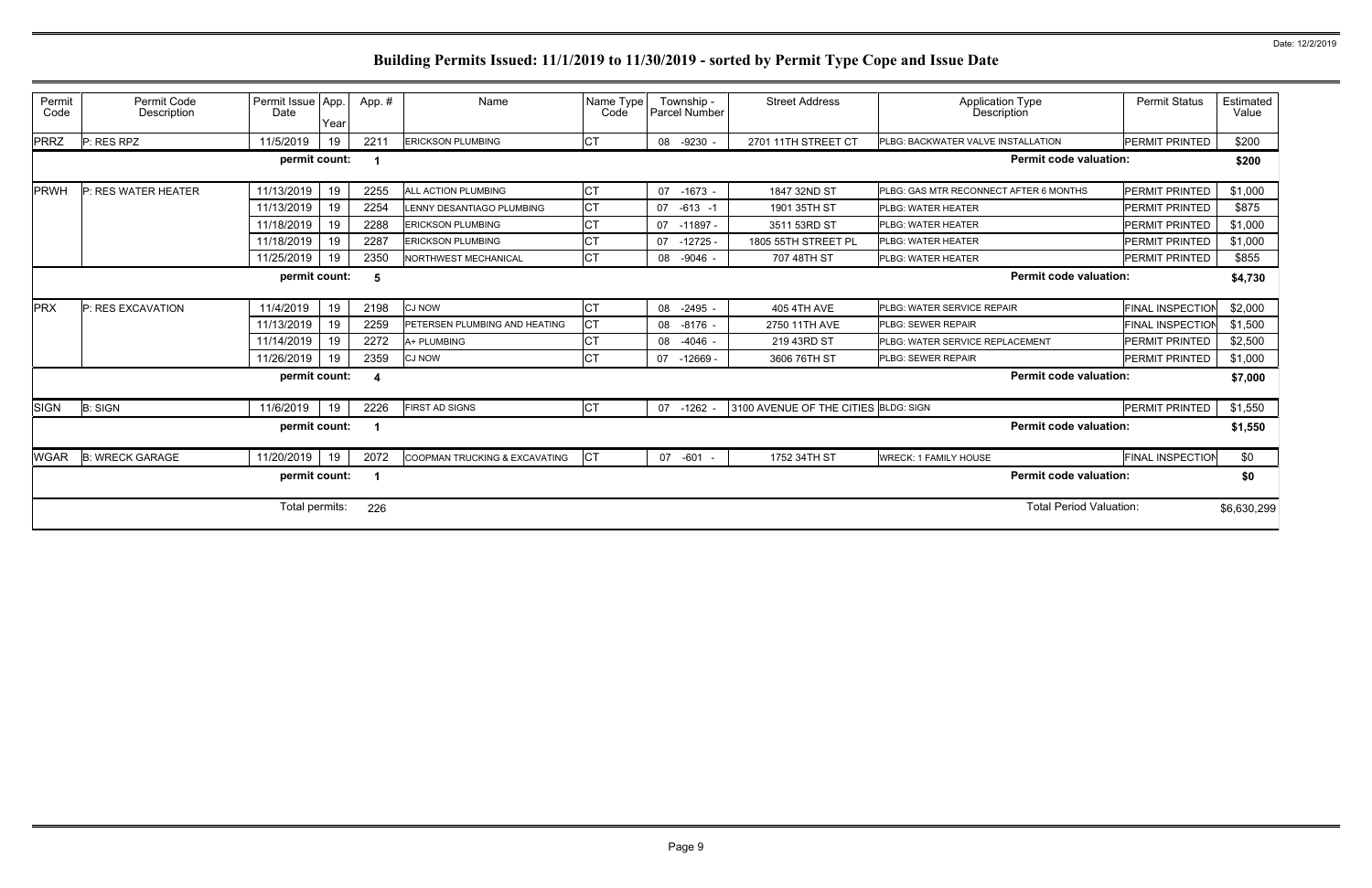# Building Permits Issued: 11/1/2019 to 11/30/2019 - sorted by Permit Type Cope and Issue Date

| Permit Code | Permit Code Description | Permit Issue Date | App. Year | App. # | Name | Name Type Code | Township - Parcel Number | Street Address | Application Type Description | Permit Status | Estimated Value |
|---|---|---|---|---|---|---|---|---|---|---|---|
| PRRZ | P: RES RPZ | 11/5/2019 | 19 | 2211 | ERICKSON PLUMBING | CT | 08 -9230 - | 2701 11TH STREET CT | PLBG: BACKWATER VALVE INSTALLATION | PERMIT PRINTED | $200 |
| | | permit count: | | 1 | | | | | Permit code valuation: | | $200 |
| PRWH | P: RES WATER HEATER | 11/13/2019 | 19 | 2255 | ALL ACTION PLUMBING | CT | 07 -1673 - | 1847 32ND ST | PLBG: GAS MTR RECONNECT AFTER 6 MONTHS | PERMIT PRINTED | $1,000 |
| | | 11/13/2019 | 19 | 2254 | LENNY DESANTIAGO PLUMBING | CT | 07 -613 -1 | 1901 35TH ST | PLBG: WATER HEATER | PERMIT PRINTED | $875 |
| | | 11/18/2019 | 19 | 2288 | ERICKSON PLUMBING | CT | 07 -11897 - | 3511 53RD ST | PLBG: WATER HEATER | PERMIT PRINTED | $1,000 |
| | | 11/18/2019 | 19 | 2287 | ERICKSON PLUMBING | CT | 07 -12725 - | 1805 55TH STREET PL | PLBG: WATER HEATER | PERMIT PRINTED | $1,000 |
| | | 11/25/2019 | 19 | 2350 | NORTHWEST MECHANICAL | CT | 08 -9046 - | 707 48TH ST | PLBG: WATER HEATER | PERMIT PRINTED | $855 |
| | | permit count: | | 5 | | | | | Permit code valuation: | | $4,730 |
| PRX | P: RES EXCAVATION | 11/4/2019 | 19 | 2198 | CJ NOW | CT | 08 -2495 - | 405 4TH AVE | PLBG: WATER SERVICE REPAIR | FINAL INSPECTION | $2,000 |
| | | 11/13/2019 | 19 | 2259 | PETERSEN PLUMBING AND HEATING | CT | 08 -8176 - | 2750 11TH AVE | PLBG: SEWER REPAIR | FINAL INSPECTION | $1,500 |
| | | 11/14/2019 | 19 | 2272 | A+ PLUMBING | CT | 08 -4046 - | 219 43RD ST | PLBG: WATER SERVICE REPLACEMENT | PERMIT PRINTED | $2,500 |
| | | 11/26/2019 | 19 | 2359 | CJ NOW | CT | 07 -12669 - | 3606 76TH ST | PLBG: SEWER REPAIR | PERMIT PRINTED | $1,000 |
| | | permit count: | | 4 | | | | | Permit code valuation: | | $7,000 |
| SIGN | B: SIGN | 11/6/2019 | 19 | 2226 | FIRST AD SIGNS | CT | 07 -1262 - | 3100 AVENUE OF THE CITIES | BLDG: SIGN | PERMIT PRINTED | $1,550 |
| | | permit count: | | 1 | | | | | Permit code valuation: | | $1,550 |
| WGAR | B: WRECK GARAGE | 11/20/2019 | 19 | 2072 | COOPMAN TRUCKING & EXCAVATING | CT | 07 -601 - | 1752 34TH ST | WRECK: 1 FAMILY HOUSE | FINAL INSPECTION | $0 |
| | | permit count: | | 1 | | | | | Permit code valuation: | | $0 |
| | | Total permits: | | 226 | | | | | Total Period Valuation: | | $6,630,299 |